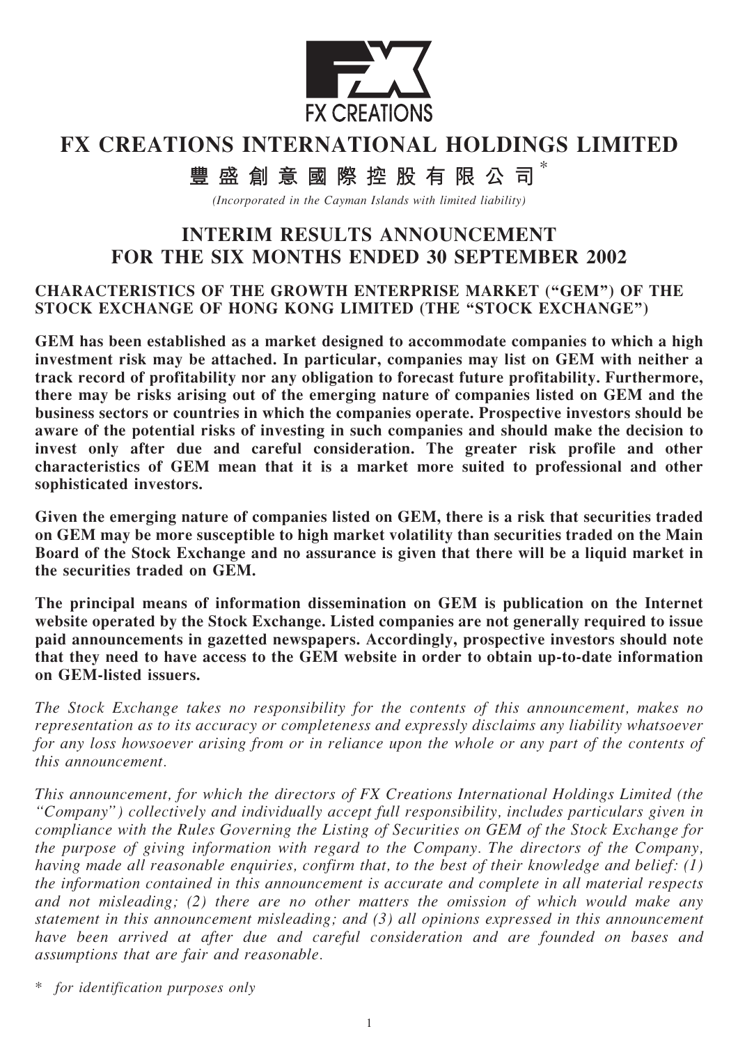FX CREATIONS

# FX CREATIONS INTERNATIONAL HOLDINGS LIMITED

# 豐盛創意國際控股有限公司*

*(Incorporated in the Cayman Islands with limited liability)*

## INTERIM RESULTS ANNOUNCEMENT FOR THE SIX MONTHS ENDED 30 SEPTEMBER 2002

### CHARACTERISTICS OF THE GROWTH ENTERPRISE MARKET ("GEM") OF THE STOCK EXCHANGE OF HONG KONG LIMITED (THE "STOCK EXCHANGE")

**GEM has been established as a market designed to accommodate companies to which a high investment risk may be attached. In particular, companies may list on GEM with neither a track record of profitability nor any obligation to forecast future profitability. Furthermore, there may be risks arising out of the emerging nature of companies listed on GEM and the business sectors or countries in which the companies operate. Prospective investors should be aware of the potential risks of investing in such companies and should make the decision to invest only after due and careful consideration. The greater risk profile and other characteristics of GEM mean that it is a market more suited to professional and other sophisticated investors.**

**Given the emerging nature of companies listed on GEM, there is a risk that securities traded on GEM may be more susceptible to high market volatility than securities traded on the Main Board of the Stock Exchange and no assurance is given that there will be a liquid market in the securities traded on GEM.**

**The principal means of information dissemination on GEM is publication on the Internet website operated by the Stock Exchange. Listed companies are not generally required to issue paid announcements in gazetted newspapers. Accordingly, prospective investors should note that they need to have access to the GEM website in order to obtain up-to-date information on GEM-listed issuers.**

*The Stock Exchange takes no responsibility for the contents of this announcement, makes no representation as to its accuracy or completeness and expressly disclaims any liability whatsoever for any loss howsoever arising from or in reliance upon the whole or any part of the contents of this announcement.*

*This announcement, for which the directors of FX Creations International Holdings Limited (the "Company") collectively and individually accept full responsibility, includes particulars given in compliance with the Rules Governing the Listing of Securities on GEM of the Stock Exchange for the purpose of giving information with regard to the Company. The directors of the Company, having made all reasonable enquiries, confirm that, to the best of their knowledge and belief: (1) the information contained in this announcement is accurate and complete in all material respects and not misleading; (2) there are no other matters the omission of which would make any statement in this announcement misleading; and (3) all opinions expressed in this announcement have been arrived at after due and careful consideration and are founded on bases and assumptions that are fair and reasonable.*

\* *for identification purposes only*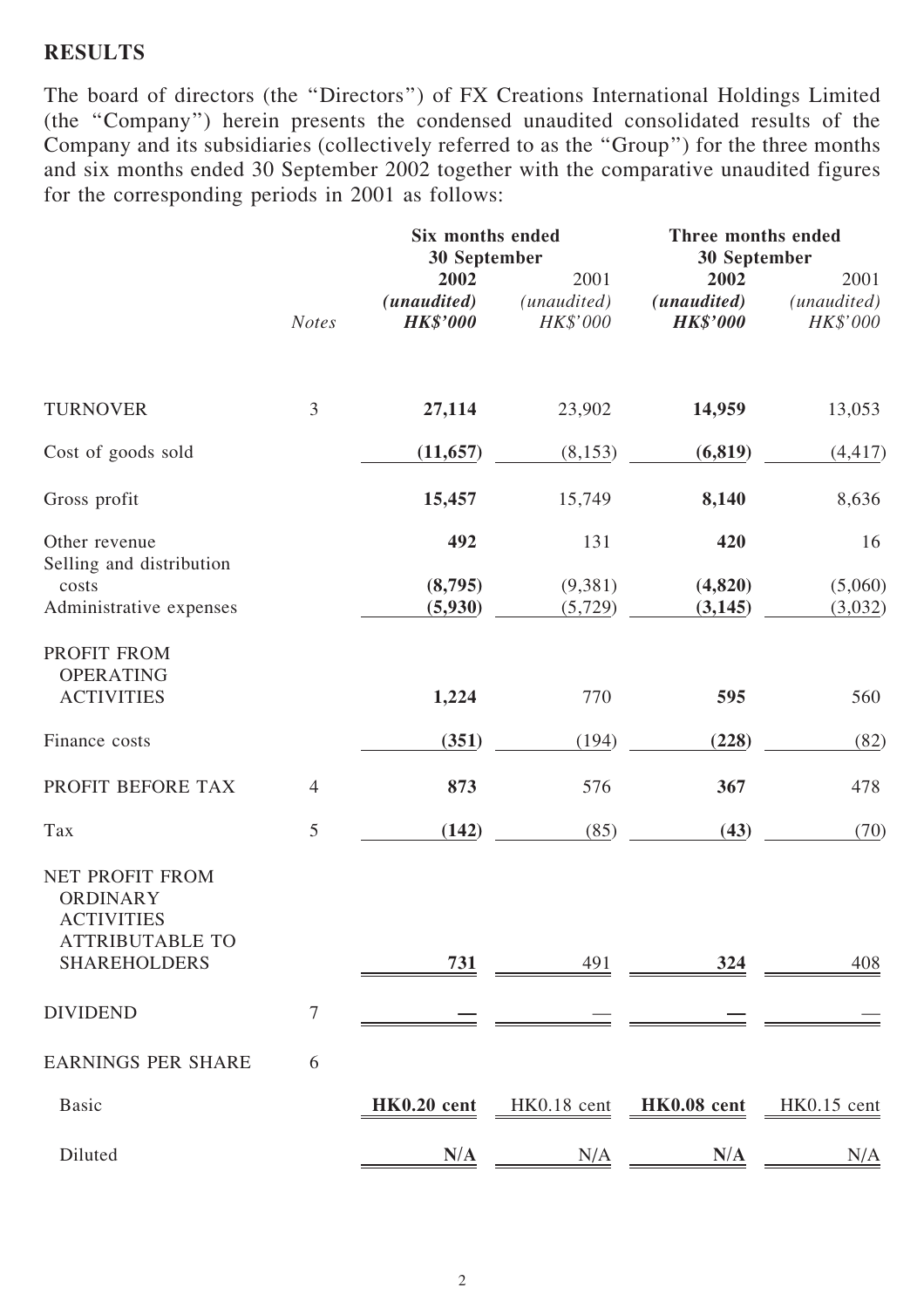## RESULTS

The board of directors (the "Directors") of FX Creations International Holdings Limited (the "Company") herein presents the condensed unaudited consolidated results of the Company and its subsidiaries (collectively referred to as the "Group") for the three months and six months ended 30 September 2002 together with the comparative unaudited figures for the corresponding periods in 2001 as follows:

| | | Six months ended 30 September | | Three months ended 30 September | |
|---|---|---|---|---|---|
| | | **2002** | 2001 | **2002** | 2001 |
| | | ***(unaudited)*** | *(unaudited)* | ***(unaudited)*** | *(unaudited)* |
| | *Notes* | ***HK$'000*** | *HK$'000* | ***HK$'000*** | *HK$'000* |
| TURNOVER | 3 | **27,114** | 23,902 | **14,959** | 13,053 |
| Cost of goods sold | | **(11,657)** | (8,153) | **(6,819)** | (4,417) |
| Gross profit | | **15,457** | 15,749 | **8,140** | 8,636 |
| Other revenue | | **492** | 131 | **420** | 16 |
| Selling and distribution costs | | **(8,795)** | (9,381) | **(4,820)** | (5,060) |
| Administrative expenses | | **(5,930)** | (5,729) | **(3,145)** | (3,032) |
| PROFIT FROM OPERATING ACTIVITIES | | **1,224** | 770 | **595** | 560 |
| Finance costs | | **(351)** | (194) | **(228)** | (82) |
| PROFIT BEFORE TAX | 4 | **873** | 576 | **367** | 478 |
| Tax | 5 | **(142)** | (85) | **(43)** | (70) |
| NET PROFIT FROM ORDINARY ACTIVITIES ATTRIBUTABLE TO SHAREHOLDERS | | **731** | 491 | **324** | 408 |
| DIVIDEND | 7 | **—** | — | **—** | — |
| EARNINGS PER SHARE | 6 | | | | |
| Basic | | **HK0.20 cent** | HK0.18 cent | **HK0.08 cent** | HK0.15 cent |
| Diluted | | **N/A** | N/A | **N/A** | N/A |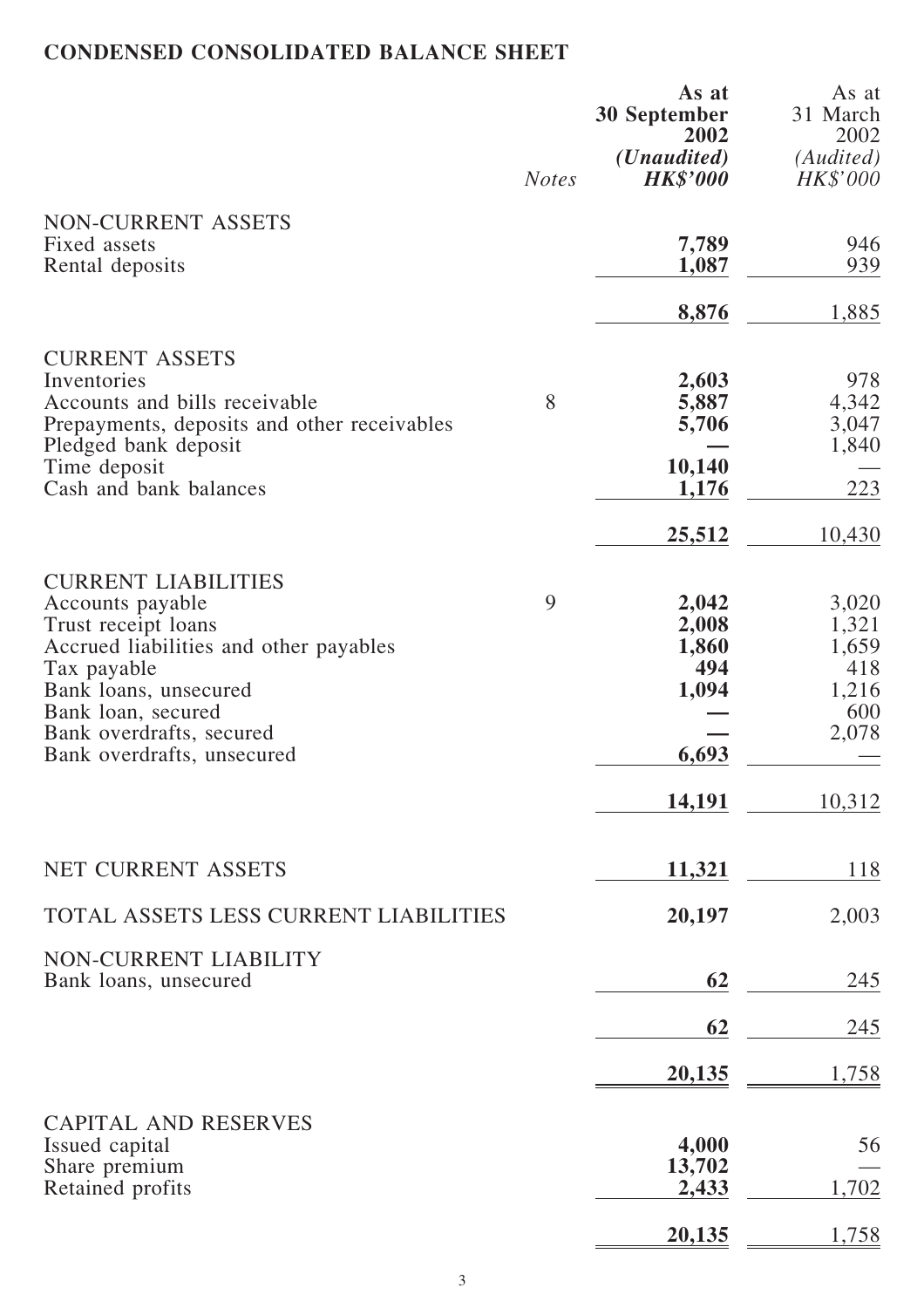## CONDENSED CONSOLIDATED BALANCE SHEET

| | Notes | As at 30 September 2002 (Unaudited) HK$'000 | As at 31 March 2002 (Audited) HK$'000 |
|---|---|---|---|
| NON-CURRENT ASSETS | | | |
| Fixed assets | | **7,789** | 946 |
| Rental deposits | | **1,087** | 939 |
| | | **8,876** | 1,885 |
| CURRENT ASSETS | | | |
| Inventories | | **2,603** | 978 |
| Accounts and bills receivable | 8 | **5,887** | 4,342 |
| Prepayments, deposits and other receivables | | **5,706** | 3,047 |
| Pledged bank deposit | | **—** | 1,840 |
| Time deposit | | **10,140** | — |
| Cash and bank balances | | **1,176** | 223 |
| | | **25,512** | 10,430 |
| CURRENT LIABILITIES | | | |
| Accounts payable | 9 | **2,042** | 3,020 |
| Trust receipt loans | | **2,008** | 1,321 |
| Accrued liabilities and other payables | | **1,860** | 1,659 |
| Tax payable | | **494** | 418 |
| Bank loans, unsecured | | **1,094** | 1,216 |
| Bank loan, secured | | **—** | 600 |
| Bank overdrafts, secured | | **—** | 2,078 |
| Bank overdrafts, unsecured | | **6,693** | — |
| | | **14,191** | 10,312 |
| NET CURRENT ASSETS | | **11,321** | 118 |
| TOTAL ASSETS LESS CURRENT LIABILITIES | | **20,197** | 2,003 |
| NON-CURRENT LIABILITY | | | |
| Bank loans, unsecured | | **62** | 245 |
| | | **62** | 245 |
| | | **20,135** | 1,758 |
| CAPITAL AND RESERVES | | | |
| Issued capital | | **4,000** | 56 |
| Share premium | | **13,702** | — |
| Retained profits | | **2,433** | 1,702 |
| | | **20,135** | 1,758 |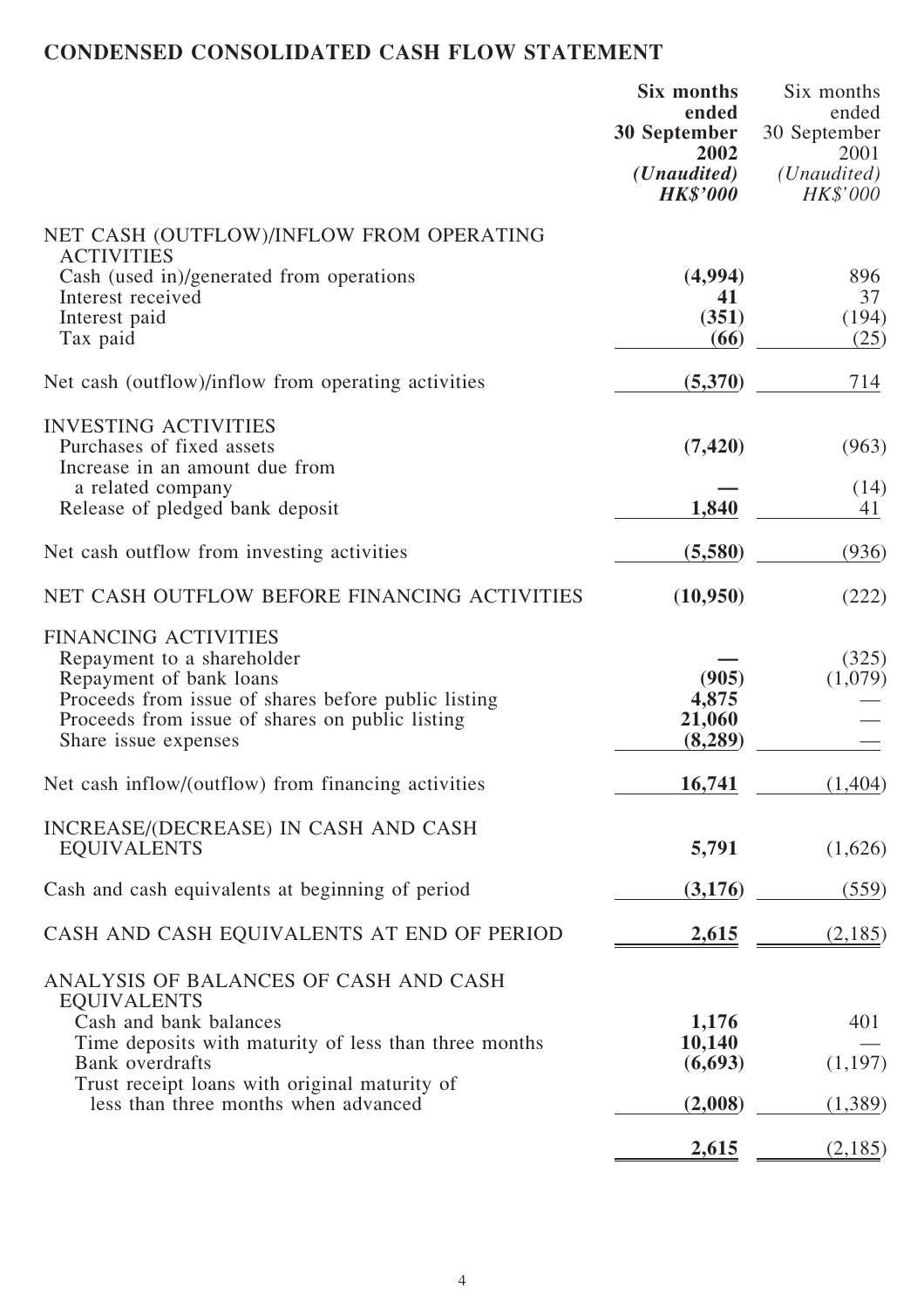# CONDENSED CONSOLIDATED CASH FLOW STATEMENT

| | **Six months ended 30 September 2002** *(Unaudited)* ***HK$'000*** | Six months ended 30 September 2001 *(Unaudited)* *HK$'000* |
|---|---|---|
| NET CASH (OUTFLOW)/INFLOW FROM OPERATING ACTIVITIES | | |
| Cash (used in)/generated from operations | **(4,994)** | 896 |
| Interest received | **41** | 37 |
| Interest paid | **(351)** | (194) |
| Tax paid | **(66)** | (25) |
| Net cash (outflow)/inflow from operating activities | **(5,370)** | 714 |
| INVESTING ACTIVITIES | | |
| Purchases of fixed assets | **(7,420)** | (963) |
| Increase in an amount due from a related company | **—** | (14) |
| Release of pledged bank deposit | **1,840** | 41 |
| Net cash outflow from investing activities | **(5,580)** | (936) |
| NET CASH OUTFLOW BEFORE FINANCING ACTIVITIES | **(10,950)** | (222) |
| FINANCING ACTIVITIES | | |
| Repayment to a shareholder | **—** | (325) |
| Repayment of bank loans | **(905)** | (1,079) |
| Proceeds from issue of shares before public listing | **4,875** | — |
| Proceeds from issue of shares on public listing | **21,060** | — |
| Share issue expenses | **(8,289)** | — |
| Net cash inflow/(outflow) from financing activities | **16,741** | (1,404) |
| INCREASE/(DECREASE) IN CASH AND CASH EQUIVALENTS | **5,791** | (1,626) |
| Cash and cash equivalents at beginning of period | **(3,176)** | (559) |
| CASH AND CASH EQUIVALENTS AT END OF PERIOD | **2,615** | (2,185) |
| ANALYSIS OF BALANCES OF CASH AND CASH EQUIVALENTS | | |
| Cash and bank balances | **1,176** | 401 |
| Time deposits with maturity of less than three months | **10,140** | — |
| Bank overdrafts | **(6,693)** | (1,197) |
| Trust receipt loans with original maturity of less than three months when advanced | **(2,008)** | (1,389) |
| | **2,615** | (2,185) |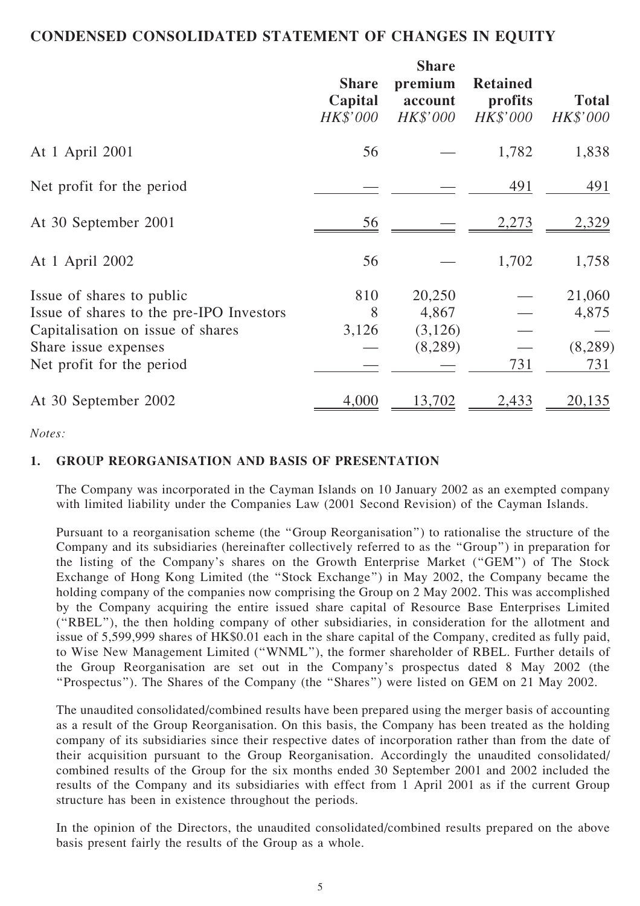## CONDENSED CONSOLIDATED STATEMENT OF CHANGES IN EQUITY

| | Share Capital *HK$'000* | Share premium account *HK$'000* | Retained profits *HK$'000* | Total *HK$'000* |
|---|---|---|---|---|
| At 1 April 2001 | 56 | — | 1,782 | 1,838 |
| Net profit for the period | — | — | 491 | 491 |
| At 30 September 2001 | 56 | — | 2,273 | 2,329 |
| At 1 April 2002 | 56 | — | 1,702 | 1,758 |
| Issue of shares to public | 810 | 20,250 | — | 21,060 |
| Issue of shares to the pre-IPO Investors | 8 | 4,867 | — | 4,875 |
| Capitalisation on issue of shares | 3,126 | (3,126) | — | — |
| Share issue expenses | — | (8,289) | — | (8,289) |
| Net profit for the period | — | — | 731 | 731 |
| At 30 September 2002 | 4,000 | 13,702 | 2,433 | 20,135 |

*Notes:*

### 1. GROUP REORGANISATION AND BASIS OF PRESENTATION

The Company was incorporated in the Cayman Islands on 10 January 2002 as an exempted company with limited liability under the Companies Law (2001 Second Revision) of the Cayman Islands.

Pursuant to a reorganisation scheme (the "Group Reorganisation") to rationalise the structure of the Company and its subsidiaries (hereinafter collectively referred to as the "Group") in preparation for the listing of the Company's shares on the Growth Enterprise Market ("GEM") of The Stock Exchange of Hong Kong Limited (the "Stock Exchange") in May 2002, the Company became the holding company of the companies now comprising the Group on 2 May 2002. This was accomplished by the Company acquiring the entire issued share capital of Resource Base Enterprises Limited ("RBEL"), the then holding company of other subsidiaries, in consideration for the allotment and issue of 5,599,999 shares of HK$0.01 each in the share capital of the Company, credited as fully paid, to Wise New Management Limited ("WNML"), the former shareholder of RBEL. Further details of the Group Reorganisation are set out in the Company's prospectus dated 8 May 2002 (the "Prospectus"). The Shares of the Company (the "Shares") were listed on GEM on 21 May 2002.

The unaudited consolidated/combined results have been prepared using the merger basis of accounting as a result of the Group Reorganisation. On this basis, the Company has been treated as the holding company of its subsidiaries since their respective dates of incorporation rather than from the date of their acquisition pursuant to the Group Reorganisation. Accordingly the unaudited consolidated/combined results of the Group for the six months ended 30 September 2001 and 2002 included the results of the Company and its subsidiaries with effect from 1 April 2001 as if the current Group structure has been in existence throughout the periods.

In the opinion of the Directors, the unaudited consolidated/combined results prepared on the above basis present fairly the results of the Group as a whole.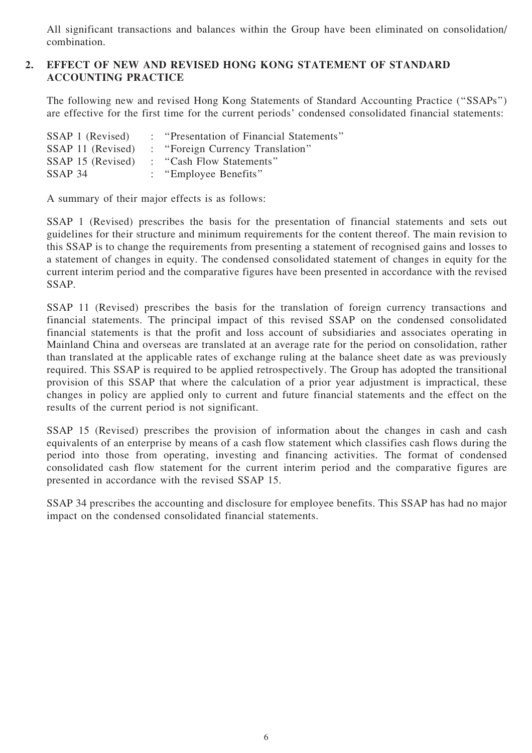All significant transactions and balances within the Group have been eliminated on consolidation/combination.

## 2. EFFECT OF NEW AND REVISED HONG KONG STATEMENT OF STANDARD ACCOUNTING PRACTICE

The following new and revised Hong Kong Statements of Standard Accounting Practice ("SSAPs") are effective for the first time for the current periods' condensed consolidated financial statements:

| | | |
|---|---|---|
| SSAP 1 (Revised) | : | "Presentation of Financial Statements" |
| SSAP 11 (Revised) | : | "Foreign Currency Translation" |
| SSAP 15 (Revised) | : | "Cash Flow Statements" |
| SSAP 34 | : | "Employee Benefits" |

A summary of their major effects is as follows:

SSAP 1 (Revised) prescribes the basis for the presentation of financial statements and sets out guidelines for their structure and minimum requirements for the content thereof. The main revision to this SSAP is to change the requirements from presenting a statement of recognised gains and losses to a statement of changes in equity. The condensed consolidated statement of changes in equity for the current interim period and the comparative figures have been presented in accordance with the revised SSAP.

SSAP 11 (Revised) prescribes the basis for the translation of foreign currency transactions and financial statements. The principal impact of this revised SSAP on the condensed consolidated financial statements is that the profit and loss account of subsidiaries and associates operating in Mainland China and overseas are translated at an average rate for the period on consolidation, rather than translated at the applicable rates of exchange ruling at the balance sheet date as was previously required. This SSAP is required to be applied retrospectively. The Group has adopted the transitional provision of this SSAP that where the calculation of a prior year adjustment is impractical, these changes in policy are applied only to current and future financial statements and the effect on the results of the current period is not significant.

SSAP 15 (Revised) prescribes the provision of information about the changes in cash and cash equivalents of an enterprise by means of a cash flow statement which classifies cash flows during the period into those from operating, investing and financing activities. The format of condensed consolidated cash flow statement for the current interim period and the comparative figures are presented in accordance with the revised SSAP 15.

SSAP 34 prescribes the accounting and disclosure for employee benefits. This SSAP has had no major impact on the condensed consolidated financial statements.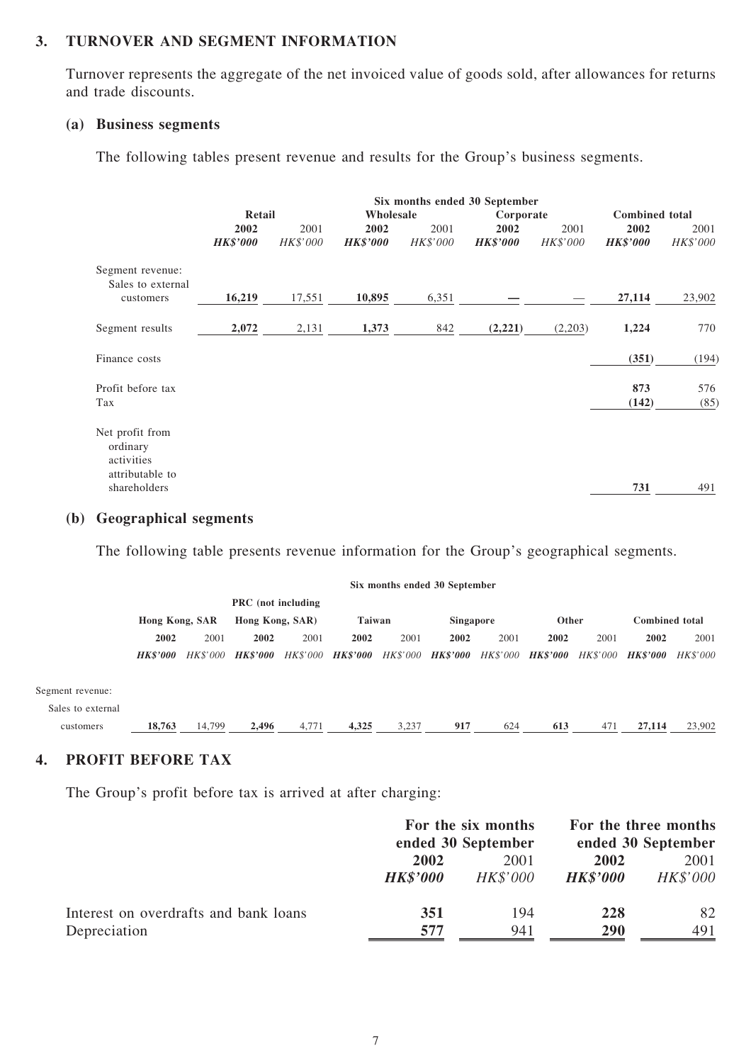## 3. TURNOVER AND SEGMENT INFORMATION

Turnover represents the aggregate of the net invoiced value of goods sold, after allowances for returns and trade discounts.

### (a) Business segments

The following tables present revenue and results for the Group's business segments.

| | Six months ended 30 September | | | | | | | |
|---|---|---|---|---|---|---|---|---|
| | Retail | | Wholesale | | Corporate | | Combined total | |
| | **2002** | 2001 | **2002** | 2001 | **2002** | 2001 | **2002** | 2001 |
| | ***HK$'000*** | *HK$'000* | ***HK$'000*** | *HK$'000* | ***HK$'000*** | *HK$'000* | ***HK$'000*** | *HK$'000* |
| Segment revenue: Sales to external customers | **16,219** | 17,551 | **10,895** | 6,351 | **—** | — | **27,114** | 23,902 |
| Segment results | **2,072** | 2,131 | **1,373** | 842 | **(2,221)** | (2,203) | **1,224** | 770 |
| Finance costs | | | | | | | **(351)** | (194) |
| Profit before tax | | | | | | | **873** | 576 |
| Tax | | | | | | | **(142)** | (85) |
| Net profit from ordinary activities attributable to shareholders | | | | | | | **731** | 491 |

### (b) Geographical segments

The following table presents revenue information for the Group's geographical segments.

| | Six months ended 30 September | | | | | | | | | | | |
|---|---|---|---|---|---|---|---|---|---|---|---|---|
| | Hong Kong, SAR | | PRC (not including Hong Kong, SAR) | | Taiwan | | Singapore | | Other | | Combined total | |
| | **2002** | 2001 | **2002** | 2001 | **2002** | 2001 | **2002** | 2001 | **2002** | 2001 | **2002** | 2001 |
| | ***HK$'000*** | *HK$'000* | ***HK$'000*** | *HK$'000* | ***HK$'000*** | *HK$'000* | ***HK$'000*** | *HK$'000* | ***HK$'000*** | *HK$'000* | ***HK$'000*** | *HK$'000* |
| Segment revenue: Sales to external customers | **18,763** | 14,799 | **2,496** | 4,771 | **4,325** | 3,237 | **917** | 624 | **613** | 471 | **27,114** | 23,902 |

## 4. PROFIT BEFORE TAX

The Group's profit before tax is arrived at after charging:

| | For the six months ended 30 September | | For the three months ended 30 September | |
|---|---|---|---|---|
| | **2002** | 2001 | **2002** | 2001 |
| | ***HK$'000*** | *HK$'000* | ***HK$'000*** | *HK$'000* |
| Interest on overdrafts and bank loans | **351** | 194 | **228** | 82 |
| Depreciation | **577** | 941 | **290** | 491 |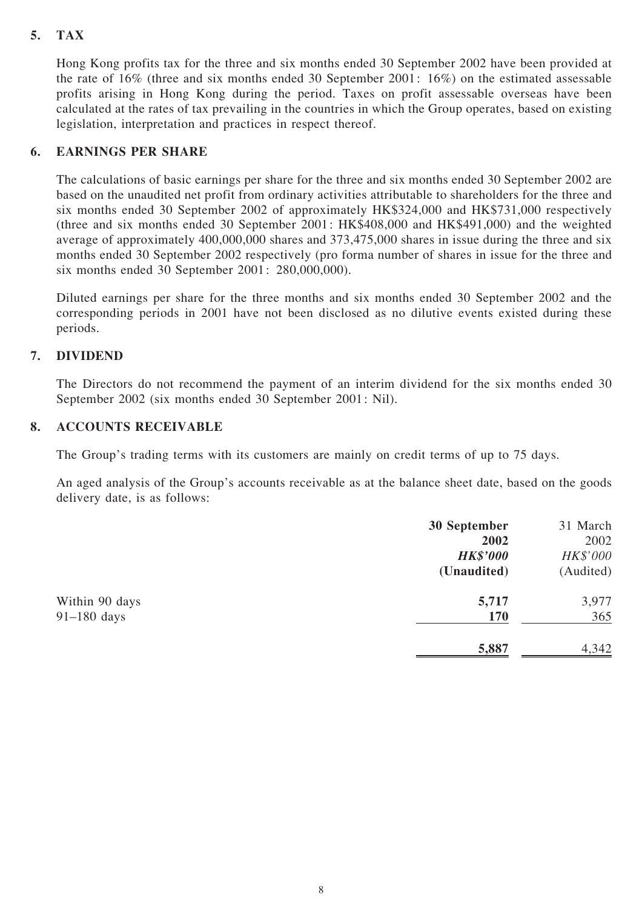## 5. TAX

Hong Kong profits tax for the three and six months ended 30 September 2002 have been provided at the rate of 16% (three and six months ended 30 September 2001: 16%) on the estimated assessable profits arising in Hong Kong during the period. Taxes on profit assessable overseas have been calculated at the rates of tax prevailing in the countries in which the Group operates, based on existing legislation, interpretation and practices in respect thereof.

## 6. EARNINGS PER SHARE

The calculations of basic earnings per share for the three and six months ended 30 September 2002 are based on the unaudited net profit from ordinary activities attributable to shareholders for the three and six months ended 30 September 2002 of approximately HK$324,000 and HK$731,000 respectively (three and six months ended 30 September 2001: HK$408,000 and HK$491,000) and the weighted average of approximately 400,000,000 shares and 373,475,000 shares in issue during the three and six months ended 30 September 2002 respectively (pro forma number of shares in issue for the three and six months ended 30 September 2001: 280,000,000).

Diluted earnings per share for the three months and six months ended 30 September 2002 and the corresponding periods in 2001 have not been disclosed as no dilutive events existed during these periods.

## 7. DIVIDEND

The Directors do not recommend the payment of an interim dividend for the six months ended 30 September 2002 (six months ended 30 September 2001: Nil).

## 8. ACCOUNTS RECEIVABLE

The Group's trading terms with its customers are mainly on credit terms of up to 75 days.

An aged analysis of the Group's accounts receivable as at the balance sheet date, based on the goods delivery date, is as follows:

| | **30 September 2002** | 31 March 2002 |
|---|---|---|
| | ***HK$'000*** | *HK$'000* |
| | **(Unaudited)** | (Audited) |
| Within 90 days | **5,717** | 3,977 |
| 91–180 days | **170** | 365 |
| | **5,887** | 4,342 |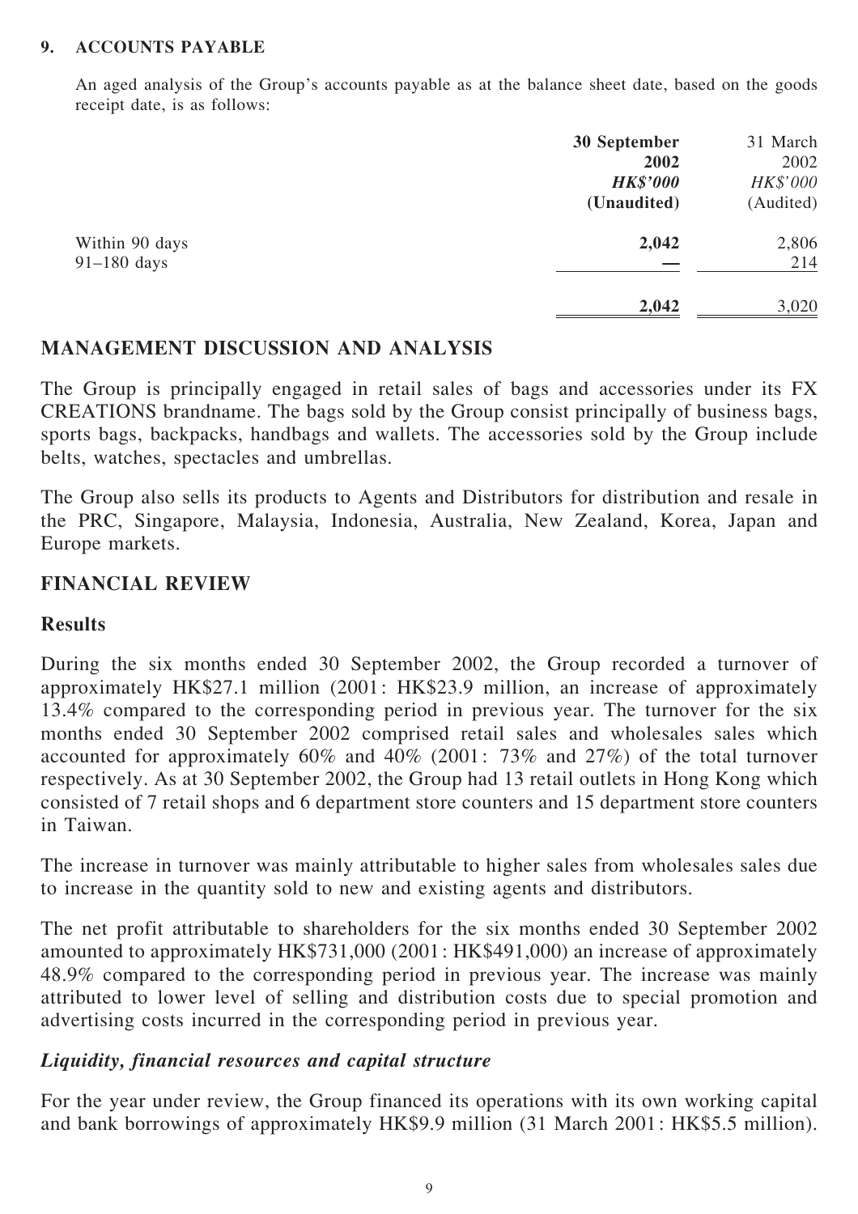### 9. ACCOUNTS PAYABLE

An aged analysis of the Group's accounts payable as at the balance sheet date, based on the goods receipt date, is as follows:

| | 30 September 2002 HK$'000 (Unaudited) | 31 March 2002 HK$'000 (Audited) |
|---|---|---|
| Within 90 days | **2,042** | 2,806 |
| 91–180 days | **—** | 214 |
| | **2,042** | 3,020 |

## MANAGEMENT DISCUSSION AND ANALYSIS

The Group is principally engaged in retail sales of bags and accessories under its FX CREATIONS brandname. The bags sold by the Group consist principally of business bags, sports bags, backpacks, handbags and wallets. The accessories sold by the Group include belts, watches, spectacles and umbrellas.

The Group also sells its products to Agents and Distributors for distribution and resale in the PRC, Singapore, Malaysia, Indonesia, Australia, New Zealand, Korea, Japan and Europe markets.

## FINANCIAL REVIEW

### Results

During the six months ended 30 September 2002, the Group recorded a turnover of approximately HK$27.1 million (2001: HK$23.9 million, an increase of approximately 13.4% compared to the corresponding period in previous year. The turnover for the six months ended 30 September 2002 comprised retail sales and wholesales sales which accounted for approximately 60% and 40% (2001: 73% and 27%) of the total turnover respectively. As at 30 September 2002, the Group had 13 retail outlets in Hong Kong which consisted of 7 retail shops and 6 department store counters and 15 department store counters in Taiwan.

The increase in turnover was mainly attributable to higher sales from wholesales sales due to increase in the quantity sold to new and existing agents and distributors.

The net profit attributable to shareholders for the six months ended 30 September 2002 amounted to approximately HK$731,000 (2001: HK$491,000) an increase of approximately 48.9% compared to the corresponding period in previous year. The increase was mainly attributed to lower level of selling and distribution costs due to special promotion and advertising costs incurred in the corresponding period in previous year.

### *Liquidity, financial resources and capital structure*

For the year under review, the Group financed its operations with its own working capital and bank borrowings of approximately HK$9.9 million (31 March 2001: HK$5.5 million).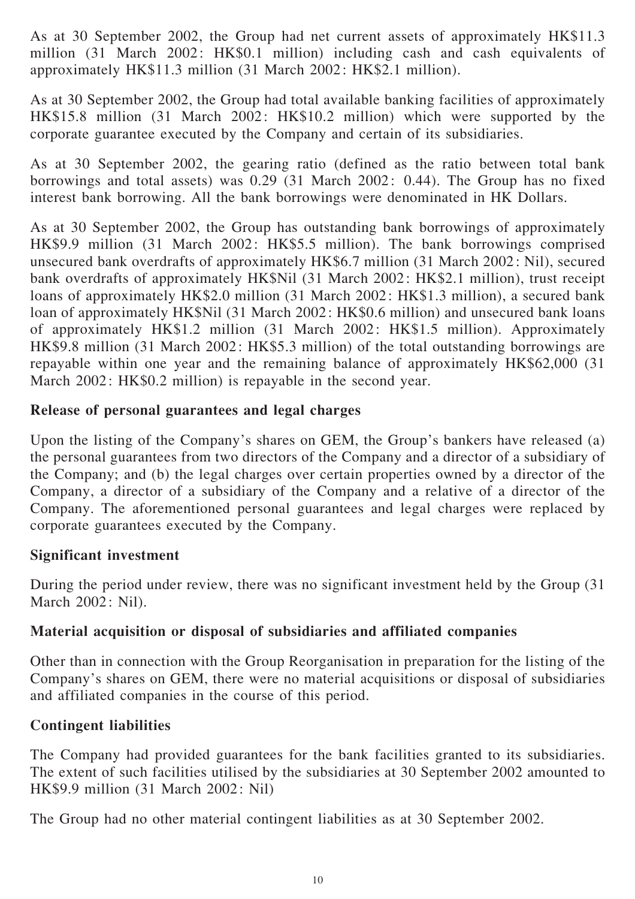As at 30 September 2002, the Group had net current assets of approximately HK$11.3 million (31 March 2002: HK$0.1 million) including cash and cash equivalents of approximately HK$11.3 million (31 March 2002: HK$2.1 million).

As at 30 September 2002, the Group had total available banking facilities of approximately HK$15.8 million (31 March 2002: HK$10.2 million) which were supported by the corporate guarantee executed by the Company and certain of its subsidiaries.

As at 30 September 2002, the gearing ratio (defined as the ratio between total bank borrowings and total assets) was 0.29 (31 March 2002: 0.44). The Group has no fixed interest bank borrowing. All the bank borrowings were denominated in HK Dollars.

As at 30 September 2002, the Group has outstanding bank borrowings of approximately HK$9.9 million (31 March 2002: HK$5.5 million). The bank borrowings comprised unsecured bank overdrafts of approximately HK$6.7 million (31 March 2002: Nil), secured bank overdrafts of approximately HK$Nil (31 March 2002: HK$2.1 million), trust receipt loans of approximately HK$2.0 million (31 March 2002: HK$1.3 million), a secured bank loan of approximately HK$Nil (31 March 2002: HK$0.6 million) and unsecured bank loans of approximately HK$1.2 million (31 March 2002: HK$1.5 million). Approximately HK$9.8 million (31 March 2002: HK$5.3 million) of the total outstanding borrowings are repayable within one year and the remaining balance of approximately HK$62,000 (31 March 2002: HK$0.2 million) is repayable in the second year.

**Release of personal guarantees and legal charges**

Upon the listing of the Company's shares on GEM, the Group's bankers have released (a) the personal guarantees from two directors of the Company and a director of a subsidiary of the Company; and (b) the legal charges over certain properties owned by a director of the Company, a director of a subsidiary of the Company and a relative of a director of the Company. The aforementioned personal guarantees and legal charges were replaced by corporate guarantees executed by the Company.

**Significant investment**

During the period under review, there was no significant investment held by the Group (31 March 2002: Nil).

**Material acquisition or disposal of subsidiaries and affiliated companies**

Other than in connection with the Group Reorganisation in preparation for the listing of the Company's shares on GEM, there were no material acquisitions or disposal of subsidiaries and affiliated companies in the course of this period.

**Contingent liabilities**

The Company had provided guarantees for the bank facilities granted to its subsidiaries. The extent of such facilities utilised by the subsidiaries at 30 September 2002 amounted to HK$9.9 million (31 March 2002: Nil)

The Group had no other material contingent liabilities as at 30 September 2002.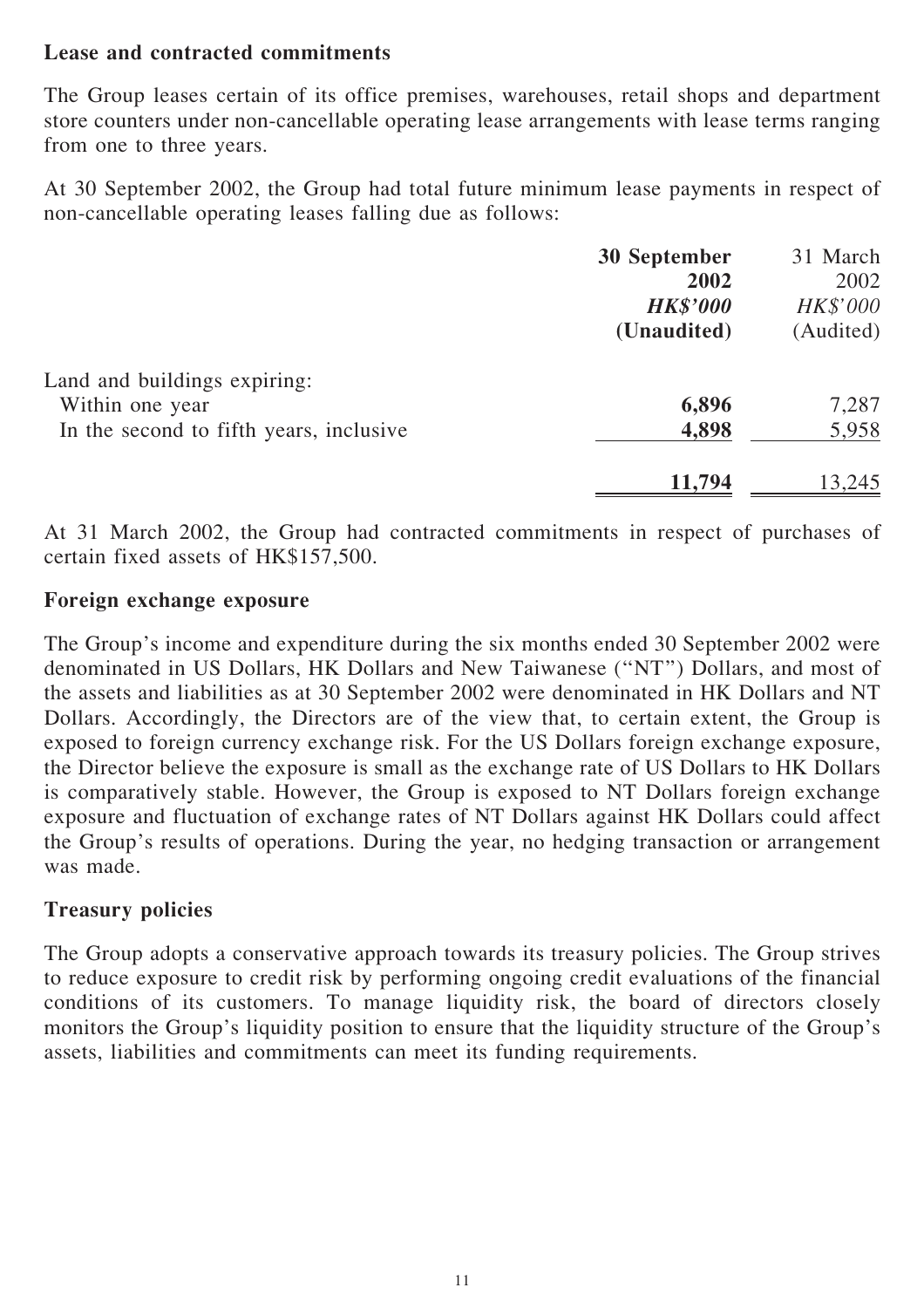## Lease and contracted commitments

The Group leases certain of its office premises, warehouses, retail shops and department store counters under non-cancellable operating lease arrangements with lease terms ranging from one to three years.

At 30 September 2002, the Group had total future minimum lease payments in respect of non-cancellable operating leases falling due as follows:

| | **30 September 2002** | 31 March 2002 |
|---|---|---|
| | ***HK$'000*** | *HK$'000* |
| | **(Unaudited)** | (Audited) |
| Land and buildings expiring: | | |
| Within one year | **6,896** | 7,287 |
| In the second to fifth years, inclusive | **4,898** | 5,958 |
| | **11,794** | 13,245 |

At 31 March 2002, the Group had contracted commitments in respect of purchases of certain fixed assets of HK$157,500.

## Foreign exchange exposure

The Group's income and expenditure during the six months ended 30 September 2002 were denominated in US Dollars, HK Dollars and New Taiwanese ("NT") Dollars, and most of the assets and liabilities as at 30 September 2002 were denominated in HK Dollars and NT Dollars. Accordingly, the Directors are of the view that, to certain extent, the Group is exposed to foreign currency exchange risk. For the US Dollars foreign exchange exposure, the Director believe the exposure is small as the exchange rate of US Dollars to HK Dollars is comparatively stable. However, the Group is exposed to NT Dollars foreign exchange exposure and fluctuation of exchange rates of NT Dollars against HK Dollars could affect the Group's results of operations. During the year, no hedging transaction or arrangement was made.

## Treasury policies

The Group adopts a conservative approach towards its treasury policies. The Group strives to reduce exposure to credit risk by performing ongoing credit evaluations of the financial conditions of its customers. To manage liquidity risk, the board of directors closely monitors the Group's liquidity position to ensure that the liquidity structure of the Group's assets, liabilities and commitments can meet its funding requirements.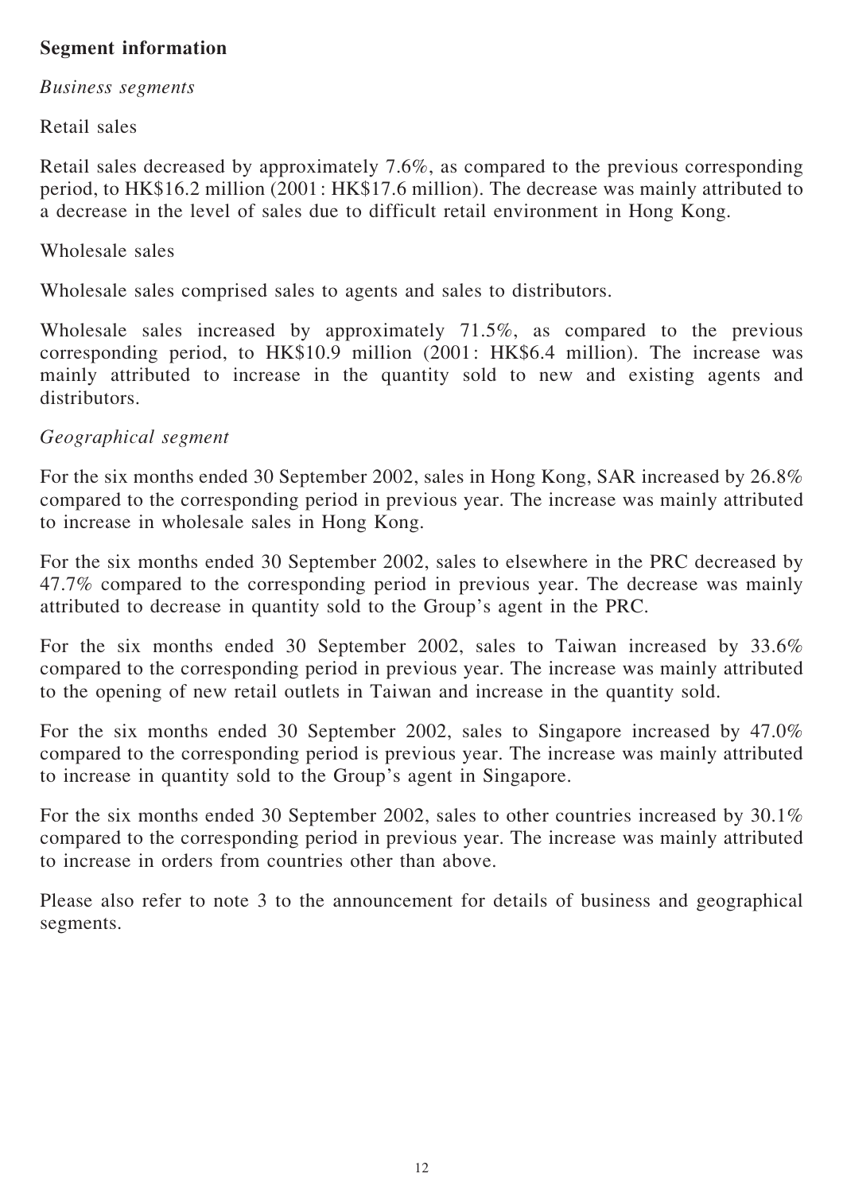**Segment information**

*Business segments*

Retail sales

Retail sales decreased by approximately 7.6%, as compared to the previous corresponding period, to HK$16.2 million (2001: HK$17.6 million). The decrease was mainly attributed to a decrease in the level of sales due to difficult retail environment in Hong Kong.

Wholesale sales

Wholesale sales comprised sales to agents and sales to distributors.

Wholesale sales increased by approximately 71.5%, as compared to the previous corresponding period, to HK$10.9 million (2001: HK$6.4 million). The increase was mainly attributed to increase in the quantity sold to new and existing agents and distributors.

*Geographical segment*

For the six months ended 30 September 2002, sales in Hong Kong, SAR increased by 26.8% compared to the corresponding period in previous year. The increase was mainly attributed to increase in wholesale sales in Hong Kong.

For the six months ended 30 September 2002, sales to elsewhere in the PRC decreased by 47.7% compared to the corresponding period in previous year. The decrease was mainly attributed to decrease in quantity sold to the Group's agent in the PRC.

For the six months ended 30 September 2002, sales to Taiwan increased by 33.6% compared to the corresponding period in previous year. The increase was mainly attributed to the opening of new retail outlets in Taiwan and increase in the quantity sold.

For the six months ended 30 September 2002, sales to Singapore increased by 47.0% compared to the corresponding period is previous year. The increase was mainly attributed to increase in quantity sold to the Group's agent in Singapore.

For the six months ended 30 September 2002, sales to other countries increased by 30.1% compared to the corresponding period in previous year. The increase was mainly attributed to increase in orders from countries other than above.

Please also refer to note 3 to the announcement for details of business and geographical segments.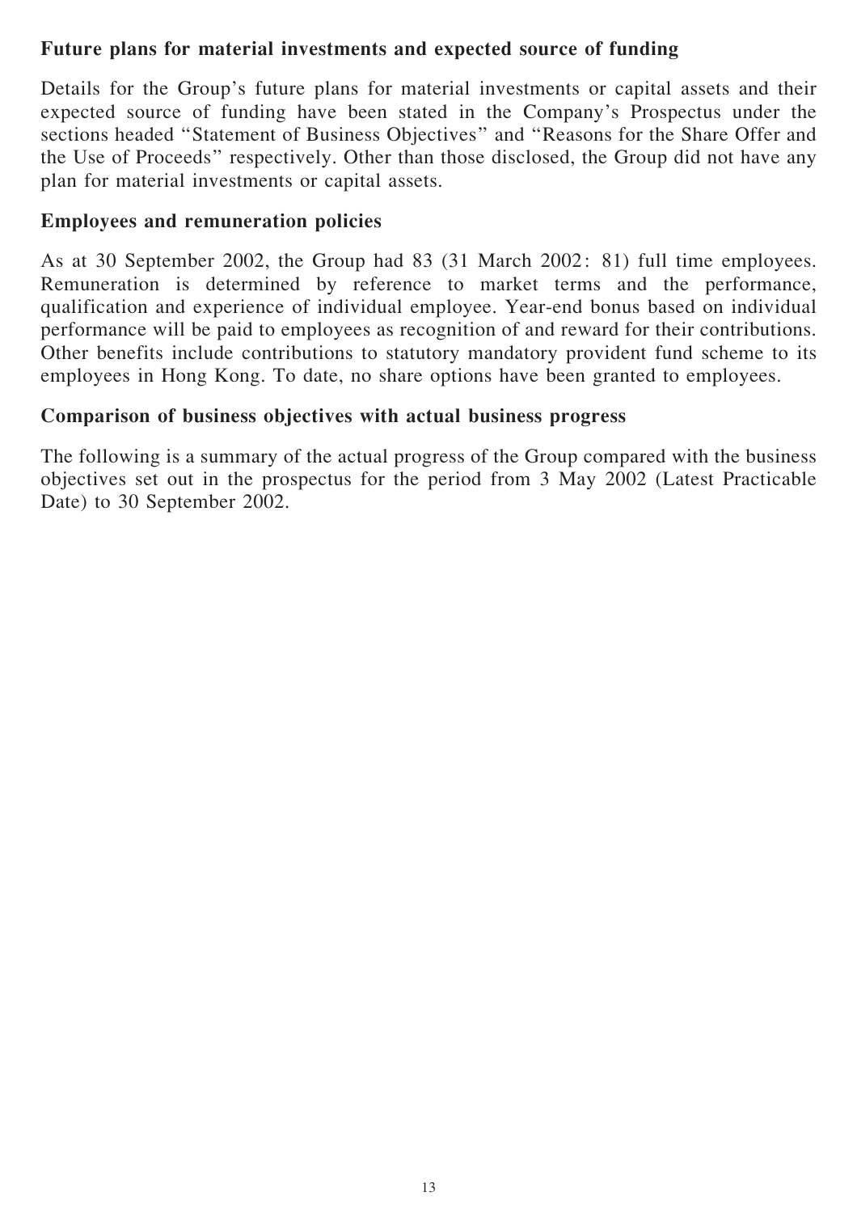### Future plans for material investments and expected source of funding

Details for the Group's future plans for material investments or capital assets and their expected source of funding have been stated in the Company's Prospectus under the sections headed "Statement of Business Objectives" and "Reasons for the Share Offer and the Use of Proceeds" respectively. Other than those disclosed, the Group did not have any plan for material investments or capital assets.

### Employees and remuneration policies

As at 30 September 2002, the Group had 83 (31 March 2002: 81) full time employees. Remuneration is determined by reference to market terms and the performance, qualification and experience of individual employee. Year-end bonus based on individual performance will be paid to employees as recognition of and reward for their contributions. Other benefits include contributions to statutory mandatory provident fund scheme to its employees in Hong Kong. To date, no share options have been granted to employees.

### Comparison of business objectives with actual business progress

The following is a summary of the actual progress of the Group compared with the business objectives set out in the prospectus for the period from 3 May 2002 (Latest Practicable Date) to 30 September 2002.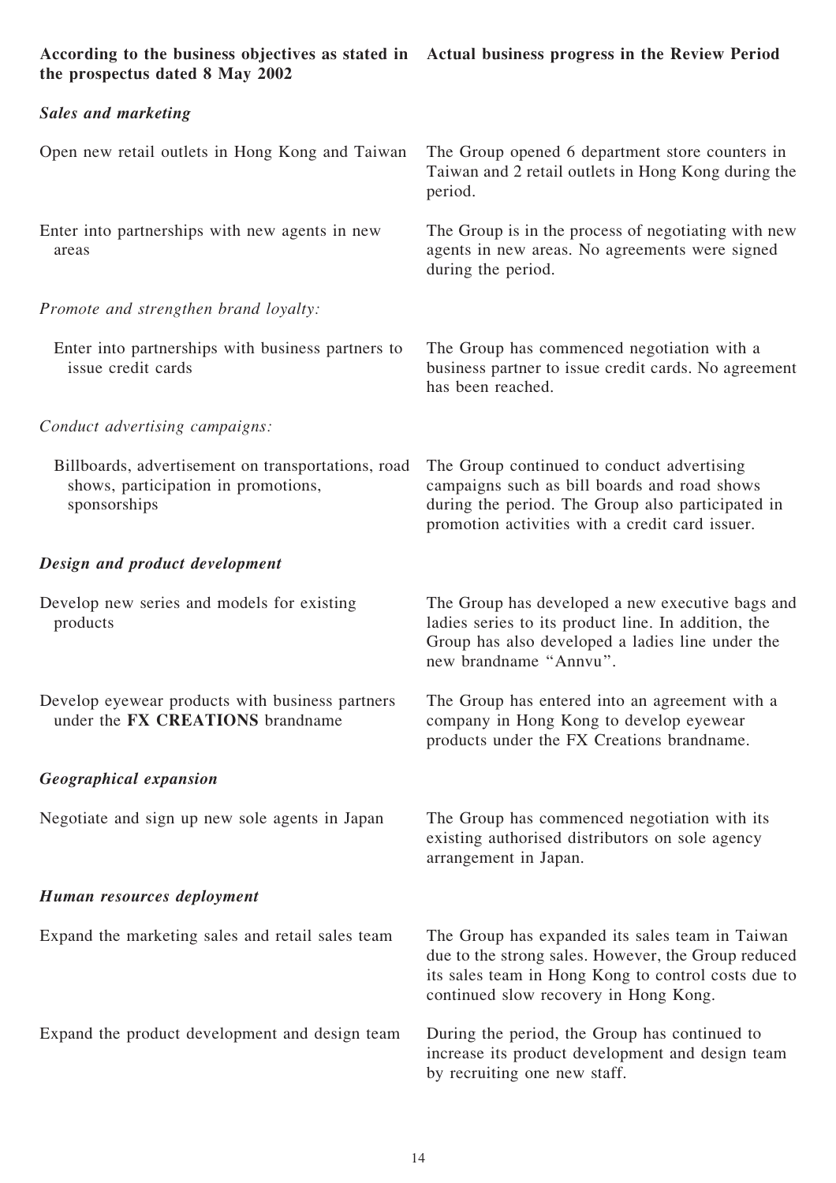| According to the business objectives as stated in the prospectus dated 8 May 2002 | Actual business progress in the Review Period |
|---|---|
| ***Sales and marketing*** | |
| Open new retail outlets in Hong Kong and Taiwan | The Group opened 6 department store counters in Taiwan and 2 retail outlets in Hong Kong during the period. |
| Enter into partnerships with new agents in new areas | The Group is in the process of negotiating with new agents in new areas. No agreements were signed during the period. |
| *Promote and strengthen brand loyalty:* | |
| Enter into partnerships with business partners to issue credit cards | The Group has commenced negotiation with a business partner to issue credit cards. No agreement has been reached. |
| *Conduct advertising campaigns:* | |
| Billboards, advertisement on transportations, road shows, participation in promotions, sponsorships | The Group continued to conduct advertising campaigns such as bill boards and road shows during the period. The Group also participated in promotion activities with a credit card issuer. |
| ***Design and product development*** | |
| Develop new series and models for existing products | The Group has developed a new executive bags and ladies series to its product line. In addition, the Group has also developed a ladies line under the new brandname "Annvu". |
| Develop eyewear products with business partners under the **FX CREATIONS** brandname | The Group has entered into an agreement with a company in Hong Kong to develop eyewear products under the FX Creations brandname. |
| ***Geographical expansion*** | |
| Negotiate and sign up new sole agents in Japan | The Group has commenced negotiation with its existing authorised distributors on sole agency arrangement in Japan. |
| ***Human resources deployment*** | |
| Expand the marketing sales and retail sales team | The Group has expanded its sales team in Taiwan due to the strong sales. However, the Group reduced its sales team in Hong Kong to control costs due to continued slow recovery in Hong Kong. |
| Expand the product development and design team | During the period, the Group has continued to increase its product development and design team by recruiting one new staff. |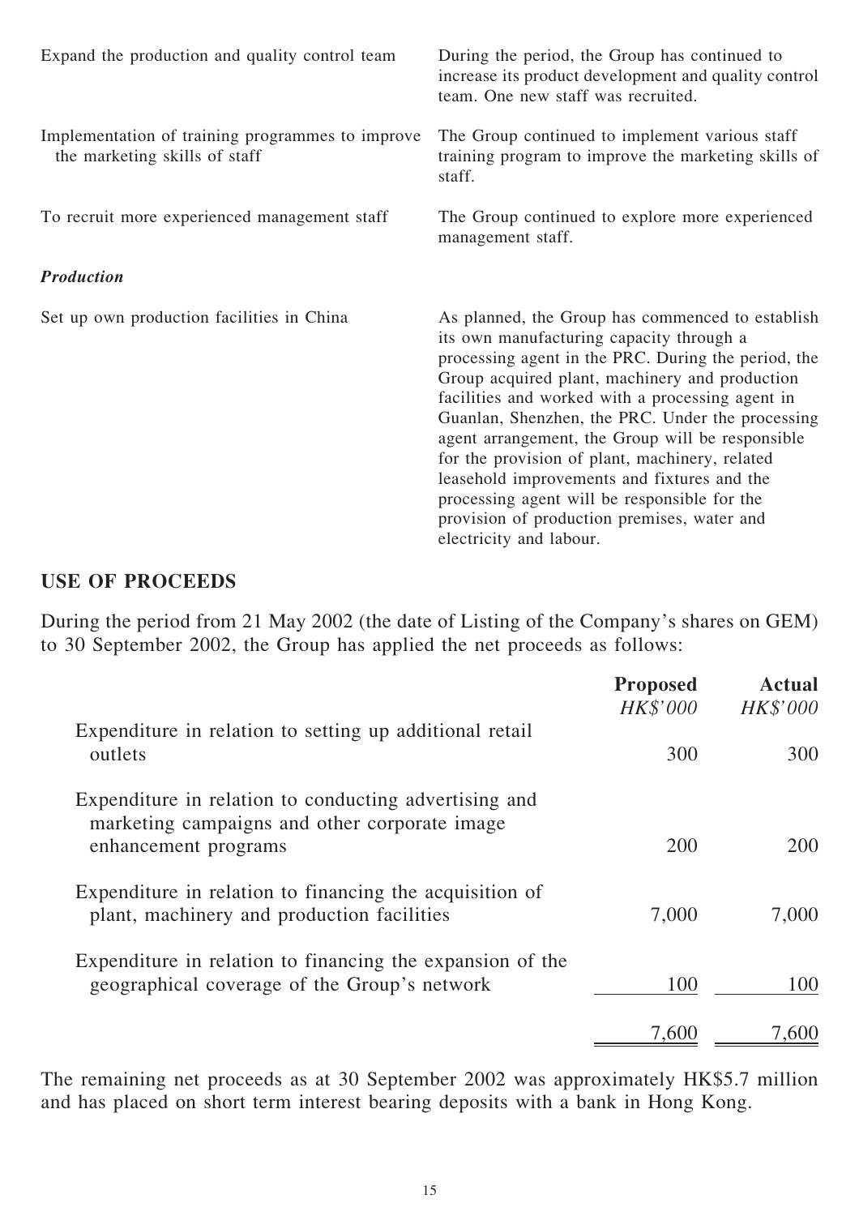| | |
|---|---|
| Expand the production and quality control team | During the period, the Group has continued to increase its product development and quality control team. One new staff was recruited. |
| Implementation of training programmes to improve the marketing skills of staff | The Group continued to implement various staff training program to improve the marketing skills of staff. |
| To recruit more experienced management staff | The Group continued to explore more experienced management staff. |
| ***Production*** | |
| Set up own production facilities in China | As planned, the Group has commenced to establish its own manufacturing capacity through a processing agent in the PRC. During the period, the Group acquired plant, machinery and production facilities and worked with a processing agent in Guanlan, Shenzhen, the PRC. Under the processing agent arrangement, the Group will be responsible for the provision of plant, machinery, related leasehold improvements and fixtures and the processing agent will be responsible for the provision of production premises, water and electricity and labour. |

## USE OF PROCEEDS

During the period from 21 May 2002 (the date of Listing of the Company's shares on GEM) to 30 September 2002, the Group has applied the net proceeds as follows:

| | **Proposed** *HK$'000* | **Actual** *HK$'000* |
|---|---:|---:|
| Expenditure in relation to setting up additional retail outlets | 300 | 300 |
| Expenditure in relation to conducting advertising and marketing campaigns and other corporate image enhancement programs | 200 | 200 |
| Expenditure in relation to financing the acquisition of plant, machinery and production facilities | 7,000 | 7,000 |
| Expenditure in relation to financing the expansion of the geographical coverage of the Group's network | 100 | 100 |
| | 7,600 | 7,600 |

The remaining net proceeds as at 30 September 2002 was approximately HK$5.7 million and has placed on short term interest bearing deposits with a bank in Hong Kong.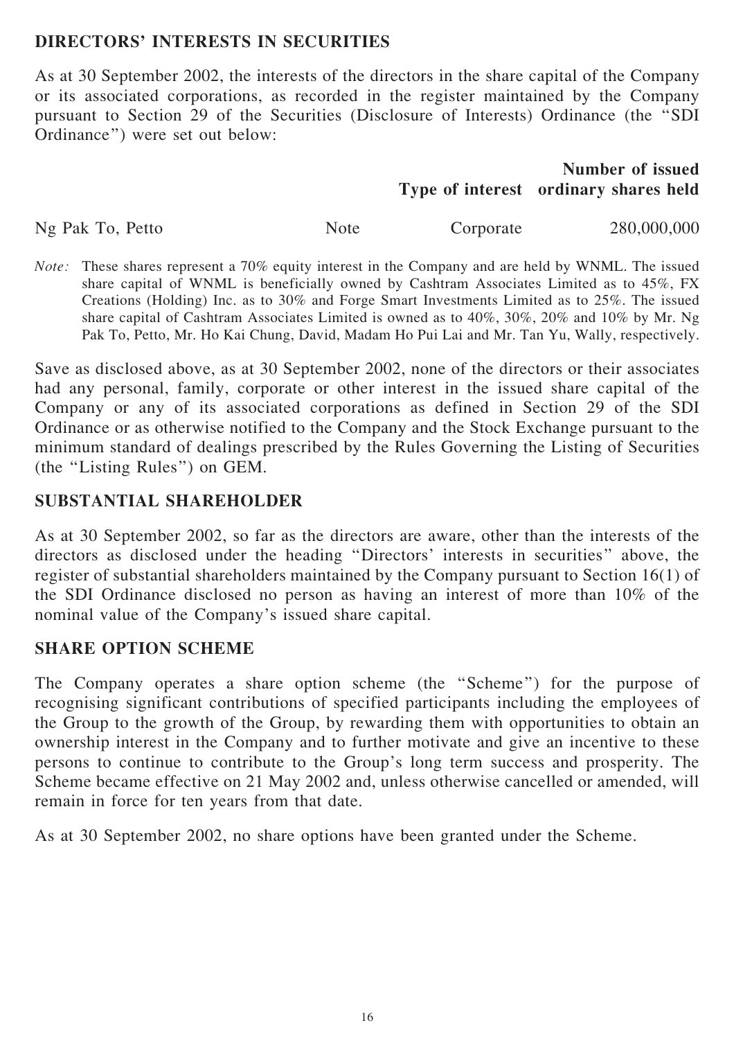## DIRECTORS' INTERESTS IN SECURITIES

As at 30 September 2002, the interests of the directors in the share capital of the Company or its associated corporations, as recorded in the register maintained by the Company pursuant to Section 29 of the Securities (Disclosure of Interests) Ordinance (the "SDI Ordinance") were set out below:

| | | Type of interest | Number of issued ordinary shares held |
|---|---|---|---|
| Ng Pak To, Petto | Note | Corporate | 280,000,000 |

*Note:* These shares represent a 70% equity interest in the Company and are held by WNML. The issued share capital of WNML is beneficially owned by Cashtram Associates Limited as to 45%, FX Creations (Holding) Inc. as to 30% and Forge Smart Investments Limited as to 25%. The issued share capital of Cashtram Associates Limited is owned as to 40%, 30%, 20% and 10% by Mr. Ng Pak To, Petto, Mr. Ho Kai Chung, David, Madam Ho Pui Lai and Mr. Tan Yu, Wally, respectively.

Save as disclosed above, as at 30 September 2002, none of the directors or their associates had any personal, family, corporate or other interest in the issued share capital of the Company or any of its associated corporations as defined in Section 29 of the SDI Ordinance or as otherwise notified to the Company and the Stock Exchange pursuant to the minimum standard of dealings prescribed by the Rules Governing the Listing of Securities (the "Listing Rules") on GEM.

## SUBSTANTIAL SHAREHOLDER

As at 30 September 2002, so far as the directors are aware, other than the interests of the directors as disclosed under the heading "Directors' interests in securities" above, the register of substantial shareholders maintained by the Company pursuant to Section 16(1) of the SDI Ordinance disclosed no person as having an interest of more than 10% of the nominal value of the Company's issued share capital.

## SHARE OPTION SCHEME

The Company operates a share option scheme (the "Scheme") for the purpose of recognising significant contributions of specified participants including the employees of the Group to the growth of the Group, by rewarding them with opportunities to obtain an ownership interest in the Company and to further motivate and give an incentive to these persons to continue to contribute to the Group's long term success and prosperity. The Scheme became effective on 21 May 2002 and, unless otherwise cancelled or amended, will remain in force for ten years from that date.

As at 30 September 2002, no share options have been granted under the Scheme.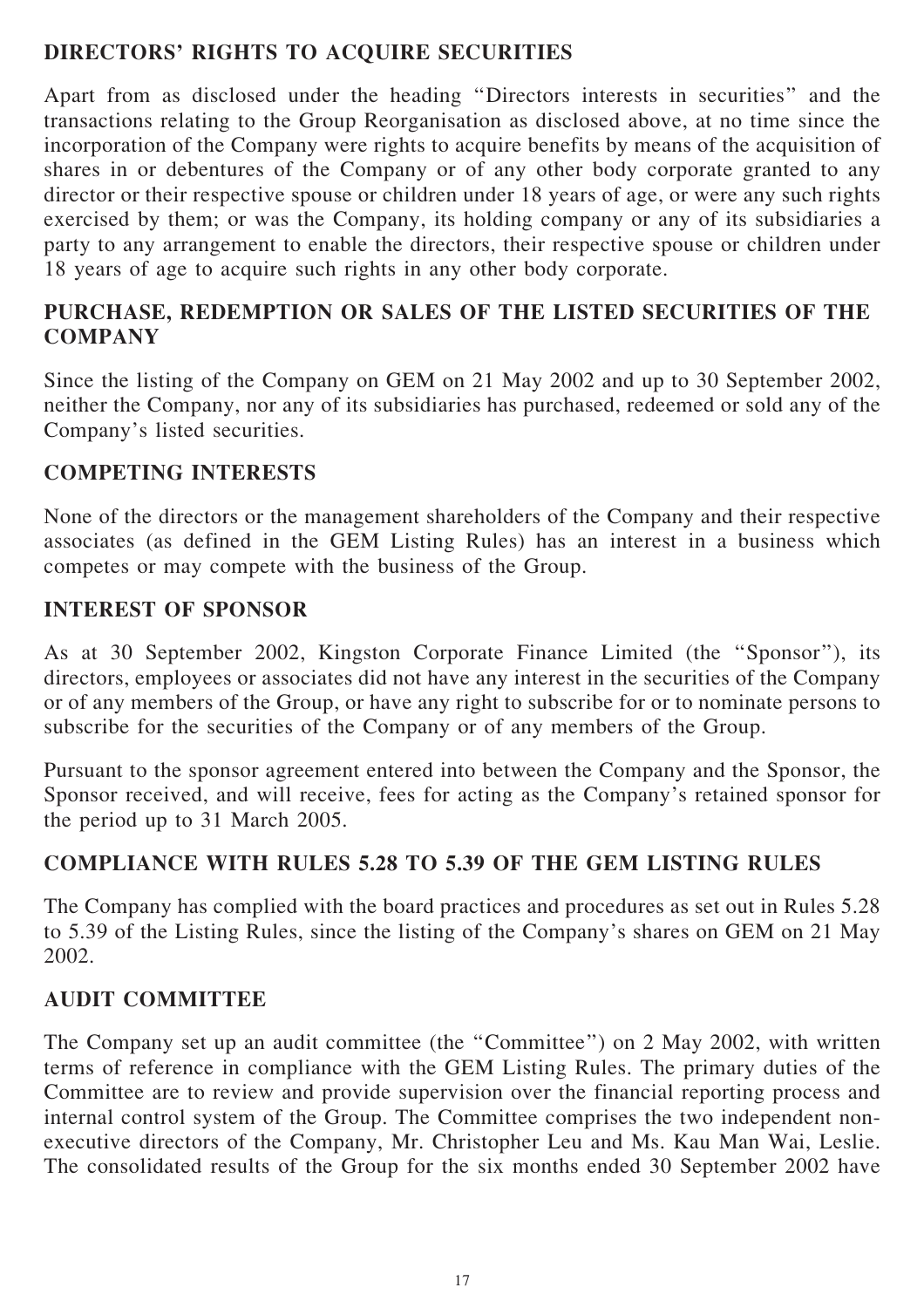## DIRECTORS' RIGHTS TO ACQUIRE SECURITIES

Apart from as disclosed under the heading "Directors interests in securities" and the transactions relating to the Group Reorganisation as disclosed above, at no time since the incorporation of the Company were rights to acquire benefits by means of the acquisition of shares in or debentures of the Company or of any other body corporate granted to any director or their respective spouse or children under 18 years of age, or were any such rights exercised by them; or was the Company, its holding company or any of its subsidiaries a party to any arrangement to enable the directors, their respective spouse or children under 18 years of age to acquire such rights in any other body corporate.

## PURCHASE, REDEMPTION OR SALES OF THE LISTED SECURITIES OF THE COMPANY

Since the listing of the Company on GEM on 21 May 2002 and up to 30 September 2002, neither the Company, nor any of its subsidiaries has purchased, redeemed or sold any of the Company's listed securities.

## COMPETING INTERESTS

None of the directors or the management shareholders of the Company and their respective associates (as defined in the GEM Listing Rules) has an interest in a business which competes or may compete with the business of the Group.

## INTEREST OF SPONSOR

As at 30 September 2002, Kingston Corporate Finance Limited (the "Sponsor"), its directors, employees or associates did not have any interest in the securities of the Company or of any members of the Group, or have any right to subscribe for or to nominate persons to subscribe for the securities of the Company or of any members of the Group.

Pursuant to the sponsor agreement entered into between the Company and the Sponsor, the Sponsor received, and will receive, fees for acting as the Company's retained sponsor for the period up to 31 March 2005.

## COMPLIANCE WITH RULES 5.28 TO 5.39 OF THE GEM LISTING RULES

The Company has complied with the board practices and procedures as set out in Rules 5.28 to 5.39 of the Listing Rules, since the listing of the Company's shares on GEM on 21 May 2002.

## AUDIT COMMITTEE

The Company set up an audit committee (the "Committee") on 2 May 2002, with written terms of reference in compliance with the GEM Listing Rules. The primary duties of the Committee are to review and provide supervision over the financial reporting process and internal control system of the Group. The Committee comprises the two independent non-executive directors of the Company, Mr. Christopher Leu and Ms. Kau Man Wai, Leslie. The consolidated results of the Group for the six months ended 30 September 2002 have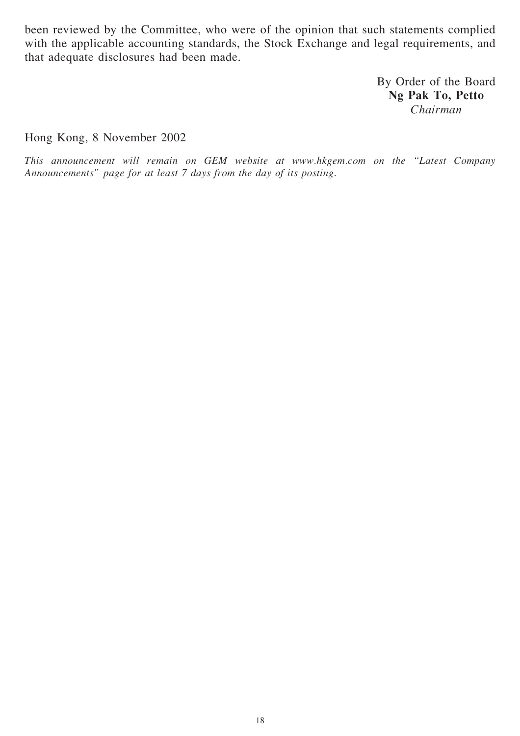been reviewed by the Committee, who were of the opinion that such statements complied with the applicable accounting standards, the Stock Exchange and legal requirements, and that adequate disclosures had been made.

By Order of the Board
**Ng Pak To, Petto**
*Chairman*

Hong Kong, 8 November 2002

*This announcement will remain on GEM website at www.hkgem.com on the "Latest Company Announcements" page for at least 7 days from the day of its posting.*